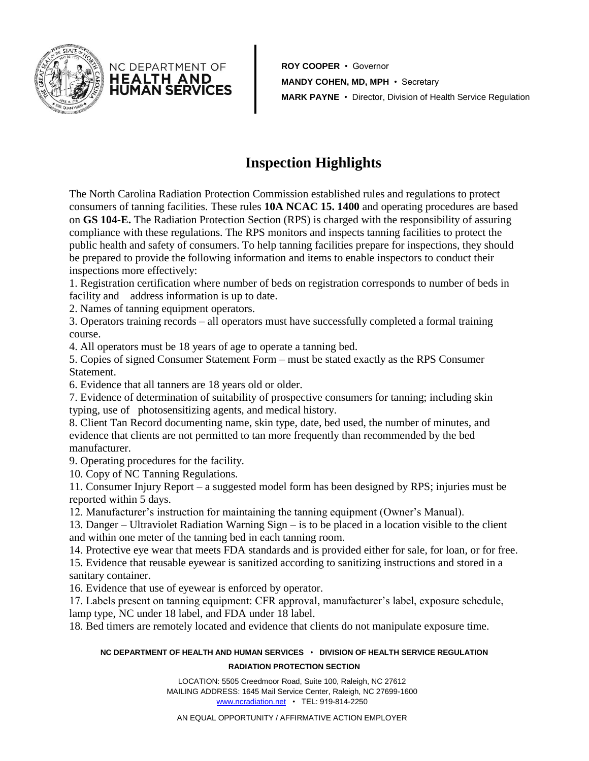NC DEPARTMENT OF **HEALTH AND HUMAN SERVICES**

**ROY COOPER** • Governor
**MANDY COHEN, MD, MPH** • Secretary
**MARK PAYNE** • Director, Division of Health Service Regulation

# Inspection Highlights

The North Carolina Radiation Protection Commission established rules and regulations to protect consumers of tanning facilities. These rules **10A NCAC 15. 1400** and operating procedures are based on **GS 104-E.** The Radiation Protection Section (RPS) is charged with the responsibility of assuring compliance with these regulations. The RPS monitors and inspects tanning facilities to protect the public health and safety of consumers. To help tanning facilities prepare for inspections, they should be prepared to provide the following information and items to enable inspectors to conduct their inspections more effectively:

1. Registration certification where number of beds on registration corresponds to number of beds in facility and address information is up to date.
2. Names of tanning equipment operators.
3. Operators training records – all operators must have successfully completed a formal training course.
4. All operators must be 18 years of age to operate a tanning bed.
5. Copies of signed Consumer Statement Form – must be stated exactly as the RPS Consumer Statement.
6. Evidence that all tanners are 18 years old or older.
7. Evidence of determination of suitability of prospective consumers for tanning; including skin typing, use of photosensitizing agents, and medical history.
8. Client Tan Record documenting name, skin type, date, bed used, the number of minutes, and evidence that clients are not permitted to tan more frequently than recommended by the bed manufacturer.
9. Operating procedures for the facility.
10. Copy of NC Tanning Regulations.
11. Consumer Injury Report – a suggested model form has been designed by RPS; injuries must be reported within 5 days.
12. Manufacturer's instruction for maintaining the tanning equipment (Owner's Manual).
13. Danger – Ultraviolet Radiation Warning Sign – is to be placed in a location visible to the client and within one meter of the tanning bed in each tanning room.
14. Protective eye wear that meets FDA standards and is provided either for sale, for loan, or for free.
15. Evidence that reusable eyewear is sanitized according to sanitizing instructions and stored in a sanitary container.
16. Evidence that use of eyewear is enforced by operator.
17. Labels present on tanning equipment: CFR approval, manufacturer's label, exposure schedule, lamp type, NC under 18 label, and FDA under 18 label.
18. Bed timers are remotely located and evidence that clients do not manipulate exposure time.

**NC DEPARTMENT OF HEALTH AND HUMAN SERVICES • DIVISION OF HEALTH SERVICE REGULATION**
**RADIATION PROTECTION SECTION**

LOCATION: 5505 Creedmoor Road, Suite 100, Raleigh, NC 27612
MAILING ADDRESS: 1645 Mail Service Center, Raleigh, NC 27699-1600
www.ncradiation.net • TEL: 919-814-2250

AN EQUAL OPPORTUNITY / AFFIRMATIVE ACTION EMPLOYER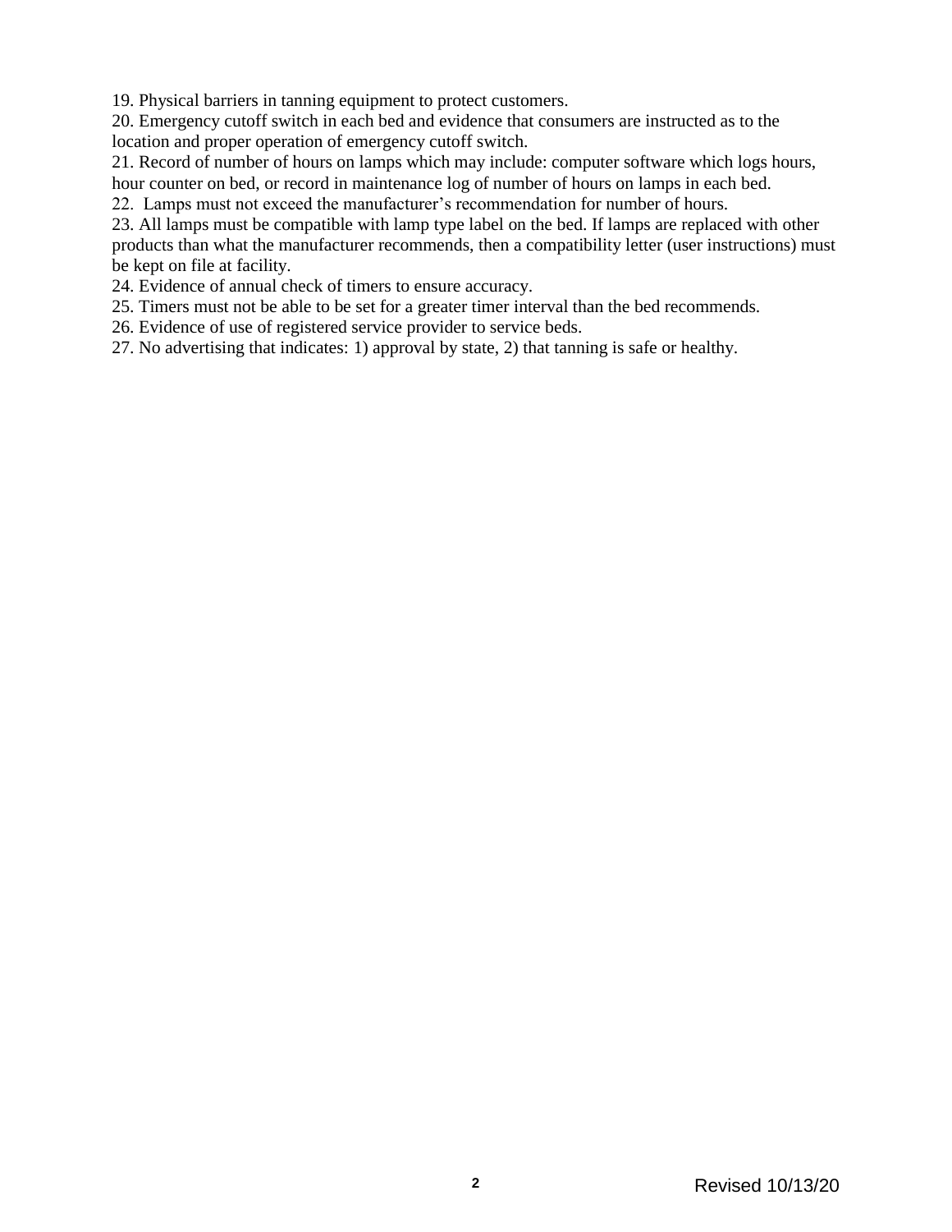19. Physical barriers in tanning equipment to protect customers.
20. Emergency cutoff switch in each bed and evidence that consumers are instructed as to the location and proper operation of emergency cutoff switch.
21. Record of number of hours on lamps which may include: computer software which logs hours, hour counter on bed, or record in maintenance log of number of hours on lamps in each bed.
22. Lamps must not exceed the manufacturer's recommendation for number of hours.
23. All lamps must be compatible with lamp type label on the bed. If lamps are replaced with other products than what the manufacturer recommends, then a compatibility letter (user instructions) must be kept on file at facility.
24. Evidence of annual check of timers to ensure accuracy.
25. Timers must not be able to be set for a greater timer interval than the bed recommends.
26. Evidence of use of registered service provider to service beds.
27. No advertising that indicates: 1) approval by state, 2) that tanning is safe or healthy.

Revised 10/13/20